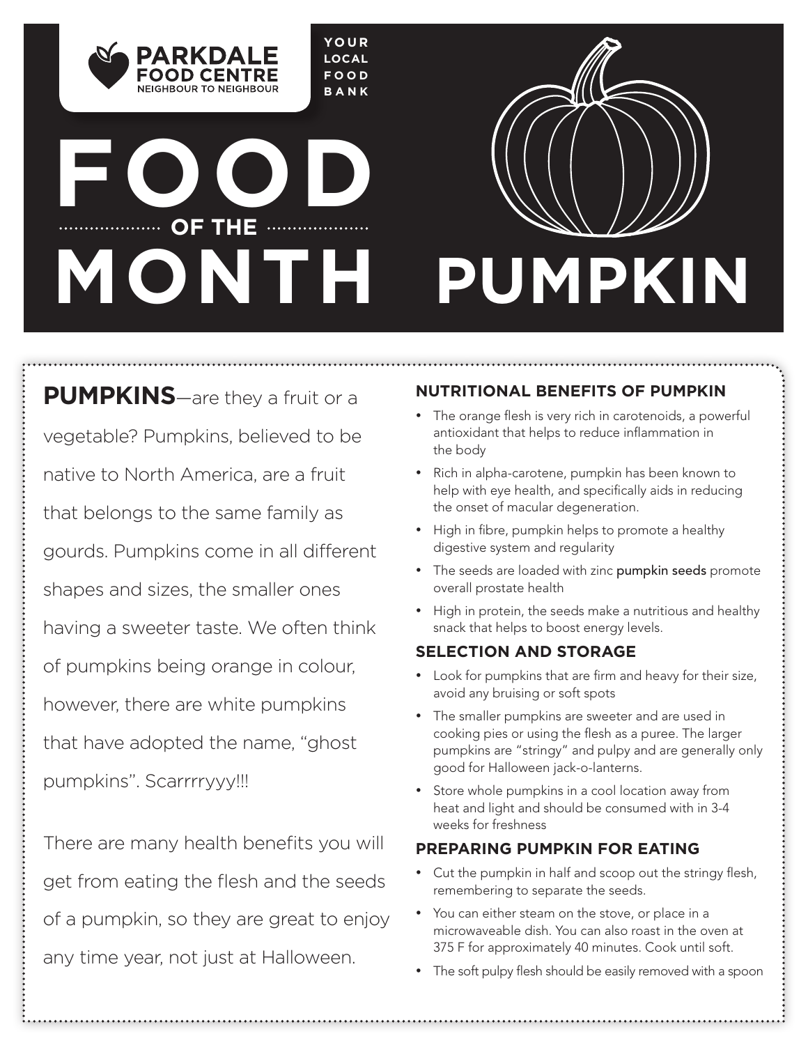PARKDALE FOOD CENTRE
NEIGHBOUR TO NEIGHBOUR

YOUR LOCAL FOOD BANK

# FOOD OF THE MONTH

# PUMPKIN

**PUMPKINS**—are they a fruit or a vegetable? Pumpkins, believed to be native to North America, are a fruit that belongs to the same family as gourds. Pumpkins come in all different shapes and sizes, the smaller ones having a sweeter taste. We often think of pumpkins being orange in colour, however, there are white pumpkins that have adopted the name, "ghost pumpkins". Scarrrryyy!!!

There are many health benefits you will get from eating the flesh and the seeds of a pumpkin, so they are great to enjoy any time year, not just at Halloween.

## NUTRITIONAL BENEFITS OF PUMPKIN

- The orange flesh is very rich in carotenoids, a powerful antioxidant that helps to reduce inflammation in the body
- Rich in alpha-carotene, pumpkin has been known to help with eye health, and specifically aids in reducing the onset of macular degeneration.
- High in fibre, pumpkin helps to promote a healthy digestive system and regularity
- The seeds are loaded with zinc pumpkin seeds promote overall prostate health
- High in protein, the seeds make a nutritious and healthy snack that helps to boost energy levels.

## SELECTION AND STORAGE

- Look for pumpkins that are firm and heavy for their size, avoid any bruising or soft spots
- The smaller pumpkins are sweeter and are used in cooking pies or using the flesh as a puree. The larger pumpkins are "stringy" and pulpy and are generally only good for Halloween jack-o-lanterns.
- Store whole pumpkins in a cool location away from heat and light and should be consumed with in 3-4 weeks for freshness

## PREPARING PUMPKIN FOR EATING

- Cut the pumpkin in half and scoop out the stringy flesh, remembering to separate the seeds.
- You can either steam on the stove, or place in a microwaveable dish. You can also roast in the oven at 375 F for approximately 40 minutes. Cook until soft.
- The soft pulpy flesh should be easily removed with a spoon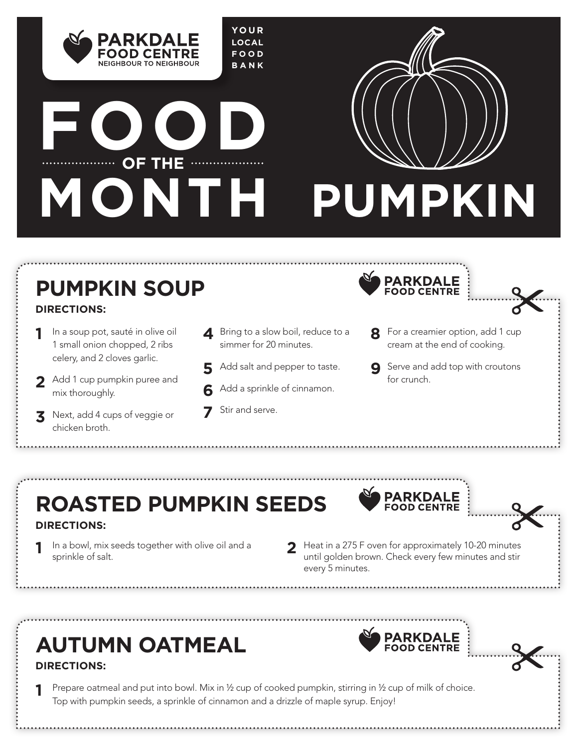PARKDALE FOOD CENTRE
NEIGHBOUR TO NEIGHBOUR

YOUR LOCAL FOOD BANK

# FOOD OF THE MONTH PUMPKIN

## PUMPKIN SOUP

PARKDALE FOOD CENTRE

**DIRECTIONS:**

1. In a soup pot, sauté in olive oil 1 small onion chopped, 2 ribs celery, and 2 cloves garlic.
2. Add 1 cup pumpkin puree and mix thoroughly.
3. Next, add 4 cups of veggie or chicken broth.
4. Bring to a slow boil, reduce to a simmer for 20 minutes.
5. Add salt and pepper to taste.
6. Add a sprinkle of cinnamon.
7. Stir and serve.
8. For a creamier option, add 1 cup cream at the end of cooking.
9. Serve and add top with croutons for crunch.

## ROASTED PUMPKIN SEEDS

PARKDALE FOOD CENTRE

**DIRECTIONS:**

1. In a bowl, mix seeds together with olive oil and a sprinkle of salt.
2. Heat in a 275 F oven for approximately 10-20 minutes until golden brown. Check every few minutes and stir every 5 minutes.

## AUTUMN OATMEAL

PARKDALE FOOD CENTRE

**DIRECTIONS:**

1. Prepare oatmeal and put into bowl. Mix in ½ cup of cooked pumpkin, stirring in ½ cup of milk of choice. Top with pumpkin seeds, a sprinkle of cinnamon and a drizzle of maple syrup. Enjoy!